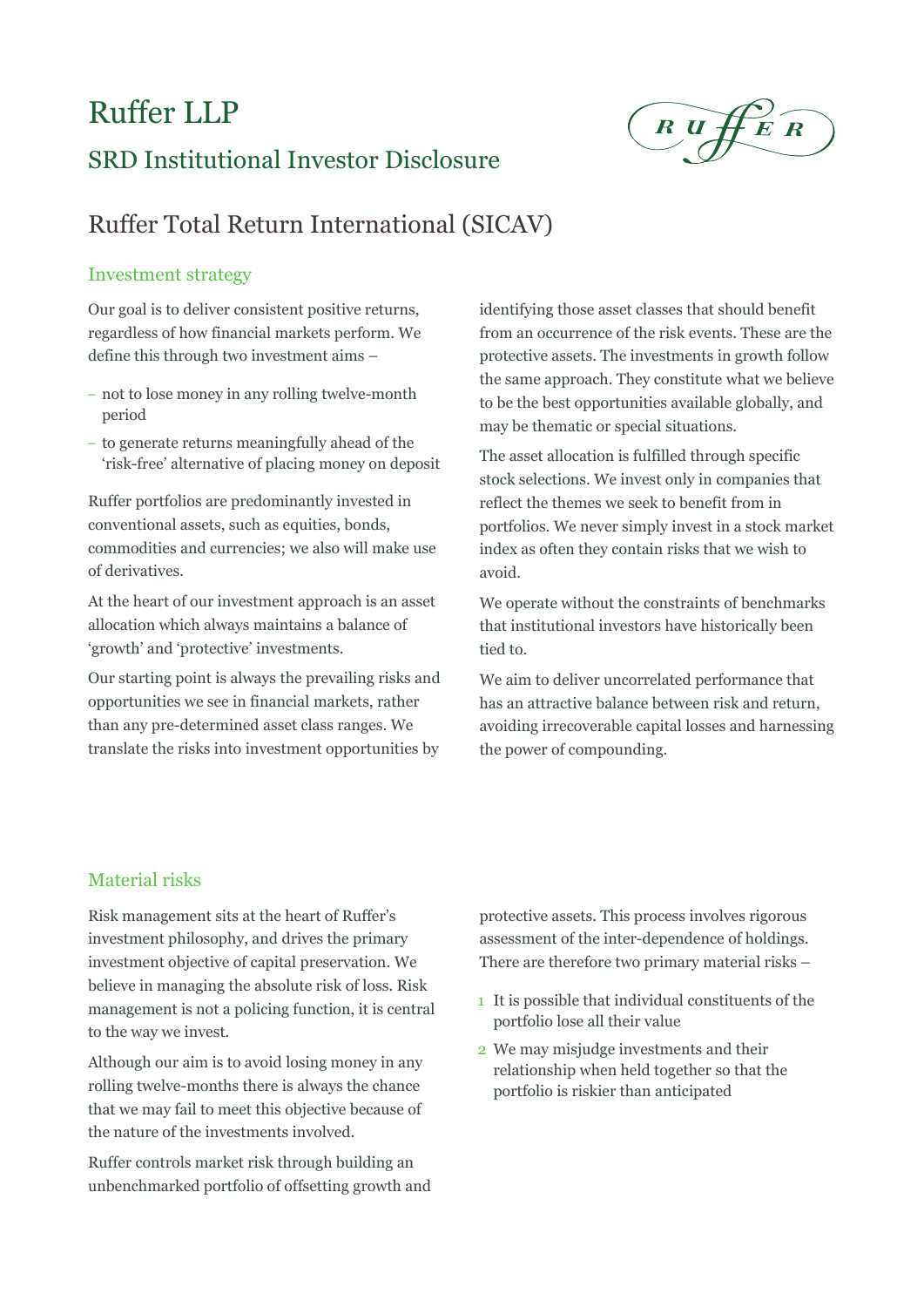# Ruffer LLP

## SRD Institutional Investor Disclosure

# Ruffer Total Return International (SICAV)

### Investment strategy

Our goal is to deliver consistent positive returns, regardless of how financial markets perform. We define this through two investment aims –

- not to lose money in any rolling twelve-month period
- to generate returns meaningfully ahead of the 'risk-free' alternative of placing money on deposit

Ruffer portfolios are predominantly invested in conventional assets, such as equities, bonds, commodities and currencies; we also will make use of derivatives.

At the heart of our investment approach is an asset allocation which always maintains a balance of 'growth' and 'protective' investments.

Our starting point is always the prevailing risks and opportunities we see in financial markets, rather than any pre-determined asset class ranges. We translate the risks into investment opportunities by identifying those asset classes that should benefit from an occurrence of the risk events. These are the protective assets. The investments in growth follow the same approach. They constitute what we believe to be the best opportunities available globally, and may be thematic or special situations.

The asset allocation is fulfilled through specific stock selections. We invest only in companies that reflect the themes we seek to benefit from in portfolios. We never simply invest in a stock market index as often they contain risks that we wish to avoid.

We operate without the constraints of benchmarks that institutional investors have historically been tied to.

We aim to deliver uncorrelated performance that has an attractive balance between risk and return, avoiding irrecoverable capital losses and harnessing the power of compounding.

### Material risks

Risk management sits at the heart of Ruffer's investment philosophy, and drives the primary investment objective of capital preservation. We believe in managing the absolute risk of loss. Risk management is not a policing function, it is central to the way we invest.

Although our aim is to avoid losing money in any rolling twelve-months there is always the chance that we may fail to meet this objective because of the nature of the investments involved.

Ruffer controls market risk through building an unbenchmarked portfolio of offsetting growth and protective assets. This process involves rigorous assessment of the inter-dependence of holdings. There are therefore two primary material risks –

1. It is possible that individual constituents of the portfolio lose all their value
2. We may misjudge investments and their relationship when held together so that the portfolio is riskier than anticipated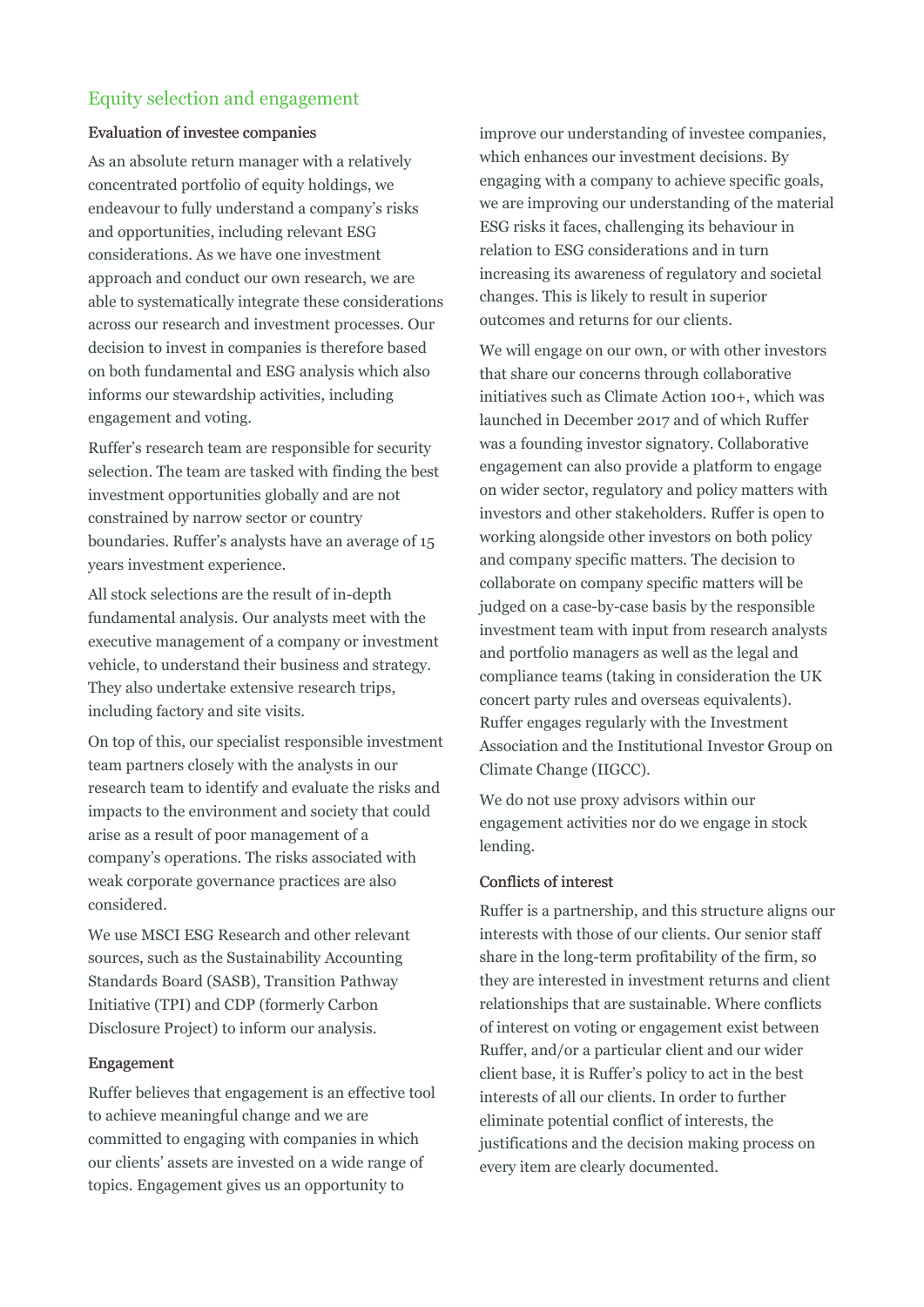## Equity selection and engagement

### Evaluation of investee companies

As an absolute return manager with a relatively concentrated portfolio of equity holdings, we endeavour to fully understand a company's risks and opportunities, including relevant ESG considerations. As we have one investment approach and conduct our own research, we are able to systematically integrate these considerations across our research and investment processes. Our decision to invest in companies is therefore based on both fundamental and ESG analysis which also informs our stewardship activities, including engagement and voting.

Ruffer's research team are responsible for security selection. The team are tasked with finding the best investment opportunities globally and are not constrained by narrow sector or country boundaries. Ruffer's analysts have an average of 15 years investment experience.

All stock selections are the result of in-depth fundamental analysis. Our analysts meet with the executive management of a company or investment vehicle, to understand their business and strategy. They also undertake extensive research trips, including factory and site visits.

On top of this, our specialist responsible investment team partners closely with the analysts in our research team to identify and evaluate the risks and impacts to the environment and society that could arise as a result of poor management of a company's operations. The risks associated with weak corporate governance practices are also considered.

We use MSCI ESG Research and other relevant sources, such as the Sustainability Accounting Standards Board (SASB), Transition Pathway Initiative (TPI) and CDP (formerly Carbon Disclosure Project) to inform our analysis.

### Engagement

Ruffer believes that engagement is an effective tool to achieve meaningful change and we are committed to engaging with companies in which our clients' assets are invested on a wide range of topics. Engagement gives us an opportunity to improve our understanding of investee companies, which enhances our investment decisions. By engaging with a company to achieve specific goals, we are improving our understanding of the material ESG risks it faces, challenging its behaviour in relation to ESG considerations and in turn increasing its awareness of regulatory and societal changes. This is likely to result in superior outcomes and returns for our clients.

We will engage on our own, or with other investors that share our concerns through collaborative initiatives such as Climate Action 100+, which was launched in December 2017 and of which Ruffer was a founding investor signatory. Collaborative engagement can also provide a platform to engage on wider sector, regulatory and policy matters with investors and other stakeholders. Ruffer is open to working alongside other investors on both policy and company specific matters. The decision to collaborate on company specific matters will be judged on a case-by-case basis by the responsible investment team with input from research analysts and portfolio managers as well as the legal and compliance teams (taking in consideration the UK concert party rules and overseas equivalents). Ruffer engages regularly with the Investment Association and the Institutional Investor Group on Climate Change (IIGCC).

We do not use proxy advisors within our engagement activities nor do we engage in stock lending.

### Conflicts of interest

Ruffer is a partnership, and this structure aligns our interests with those of our clients. Our senior staff share in the long-term profitability of the firm, so they are interested in investment returns and client relationships that are sustainable. Where conflicts of interest on voting or engagement exist between Ruffer, and/or a particular client and our wider client base, it is Ruffer's policy to act in the best interests of all our clients. In order to further eliminate potential conflict of interests, the justifications and the decision making process on every item are clearly documented.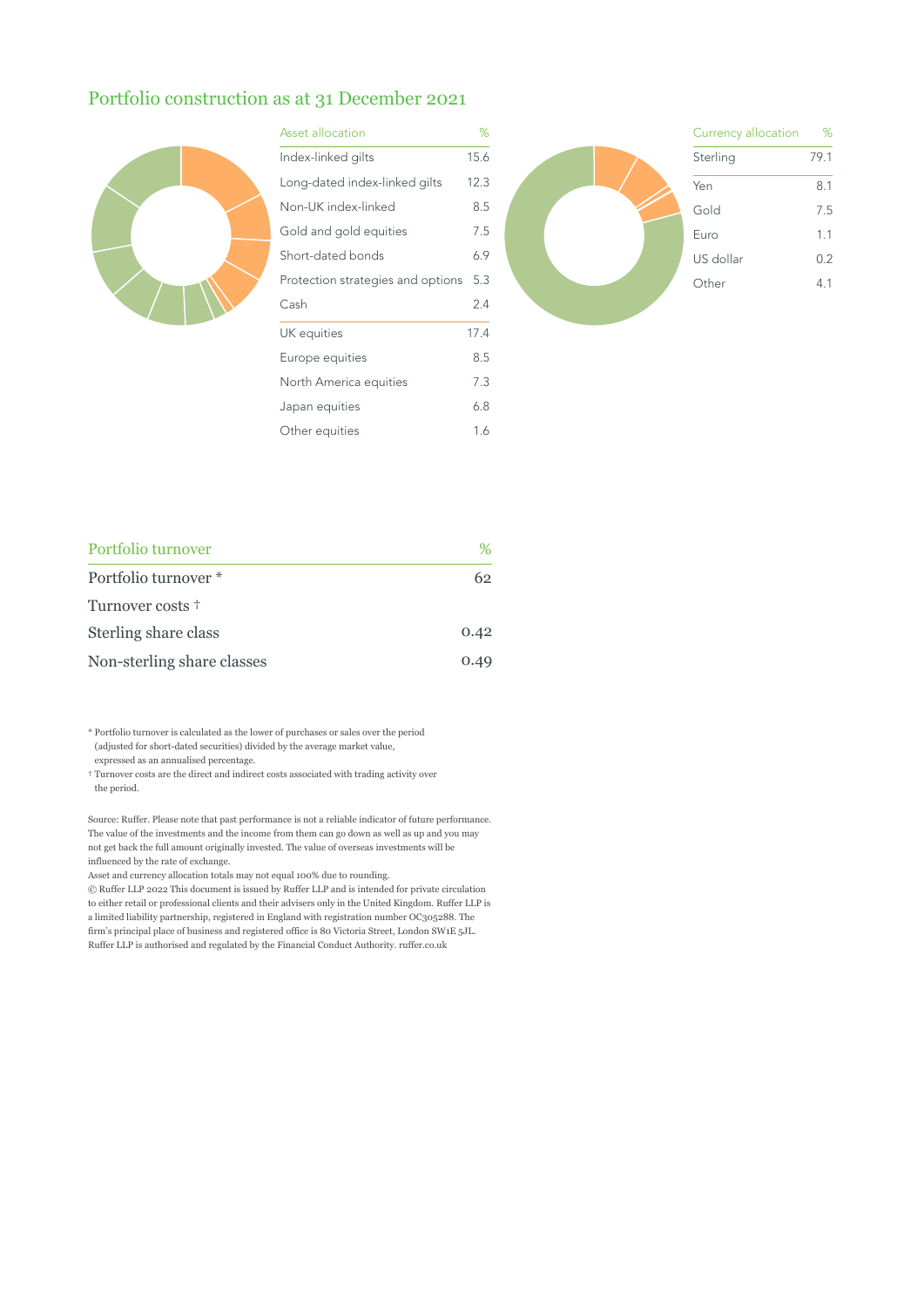## Portfolio construction as at 31 December 2021

| Asset allocation | % |
| --- | --- |
| Index-linked gilts | 15.6 |
| Long-dated index-linked gilts | 12.3 |
| Non-UK index-linked | 8.5 |
| Gold and gold equities | 7.5 |
| Short-dated bonds | 6.9 |
| Protection strategies and options | 5.3 |
| Cash | 2.4 |
| UK equities | 17.4 |
| Europe equities | 8.5 |
| North America equities | 7.3 |
| Japan equities | 6.8 |
| Other equities | 1.6 |

| Currency allocation | % |
| --- | --- |
| Sterling | 79.1 |
| Yen | 8.1 |
| Gold | 7.5 |
| Euro | 1.1 |
| US dollar | 0.2 |
| Other | 4.1 |

| Portfolio turnover | % |
| --- | --- |
| Portfolio turnover * | 62 |
| Turnover costs † | |
| Sterling share class | 0.42 |
| Non-sterling share classes | 0.49 |

\* Portfolio turnover is calculated as the lower of purchases or sales over the period (adjusted for short-dated securities) divided by the average market value, expressed as an annualised percentage.

† Turnover costs are the direct and indirect costs associated with trading activity over the period.

Source: Ruffer. Please note that past performance is not a reliable indicator of future performance. The value of the investments and the income from them can go down as well as up and you may not get back the full amount originally invested. The value of overseas investments will be influenced by the rate of exchange.

Asset and currency allocation totals may not equal 100% due to rounding.

© Ruffer LLP 2022 This document is issued by Ruffer LLP and is intended for private circulation to either retail or professional clients and their advisers only in the United Kingdom. Ruffer LLP is a limited liability partnership, registered in England with registration number OC305288. The firm's principal place of business and registered office is 80 Victoria Street, London SW1E 5JL. Ruffer LLP is authorised and regulated by the Financial Conduct Authority. ruffer.co.uk